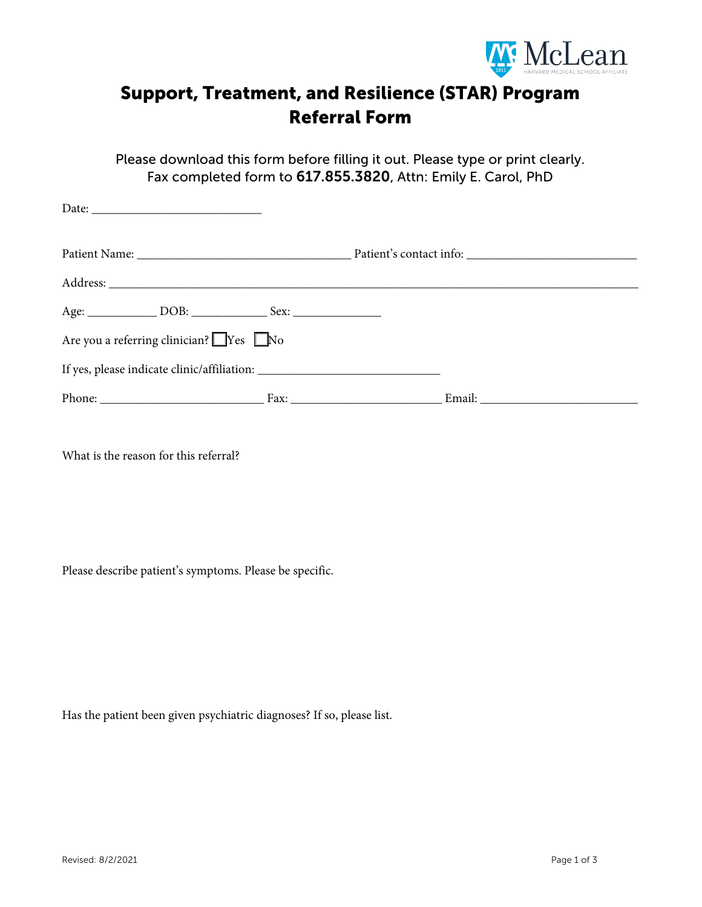McLean
HARVARD MEDICAL SCHOOL AFFILIATE

# Support, Treatment, and Resilience (STAR) Program Referral Form

Please download this form before filling it out. Please type or print clearly.
Fax completed form to **617.855.3820**, Attn: Emily E. Carol, PhD

Date: ___________________________

Patient Name: _________________________________ Patient's contact info: __________________________

Address: ___________________________________________________________________________________

Age: ___________ DOB: ____________ Sex: ______________

Are you a referring clinician? ☐ Yes ☐ No

If yes, please indicate clinic/affiliation: ____________________________

Phone: _________________________ Fax: _______________________ Email: ________________________

What is the reason for this referral?

Please describe patient's symptoms. Please be specific.

Has the patient been given psychiatric diagnoses? If so, please list.

Revised: 8/2/2021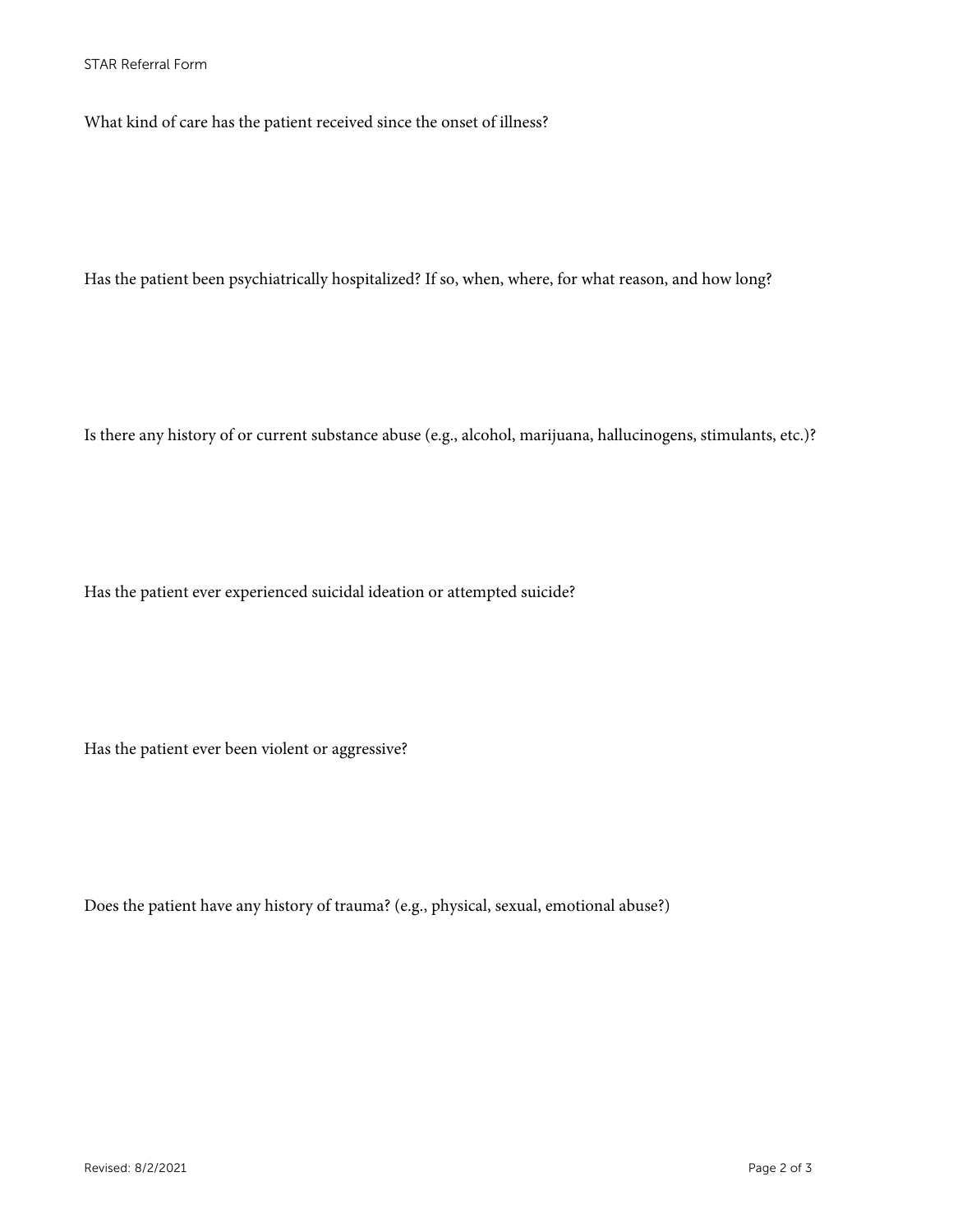What kind of care has the patient received since the onset of illness?

Has the patient been psychiatrically hospitalized? If so, when, where, for what reason, and how long?

Is there any history of or current substance abuse (e.g., alcohol, marijuana, hallucinogens, stimulants, etc.)?

Has the patient ever experienced suicidal ideation or attempted suicide?

Has the patient ever been violent or aggressive?

Does the patient have any history of trauma? (e.g., physical, sexual, emotional abuse?)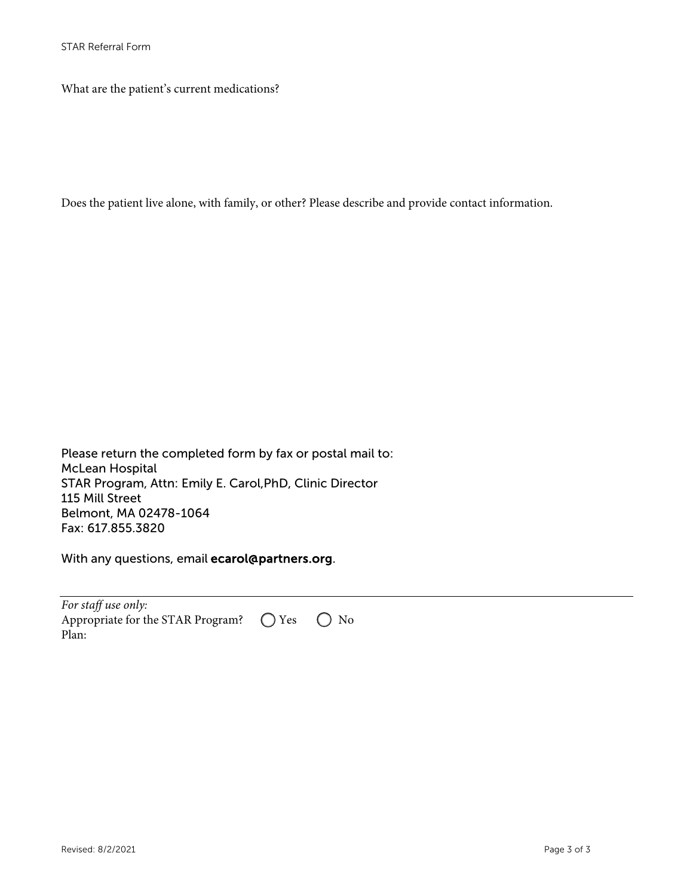What are the patient's current medications?

Does the patient live alone, with family, or other? Please describe and provide contact information.

Please return the completed form by fax or postal mail to:
McLean Hospital
STAR Program, Attn: Emily E. Carol,PhD, Clinic Director
115 Mill Street
Belmont, MA 02478-1064
Fax: 617.855.3820

With any questions, email **ecarol@partners.org**.

---

*For staff use only:*
Appropriate for the STAR Program? ◯ Yes ◯ No
Plan: